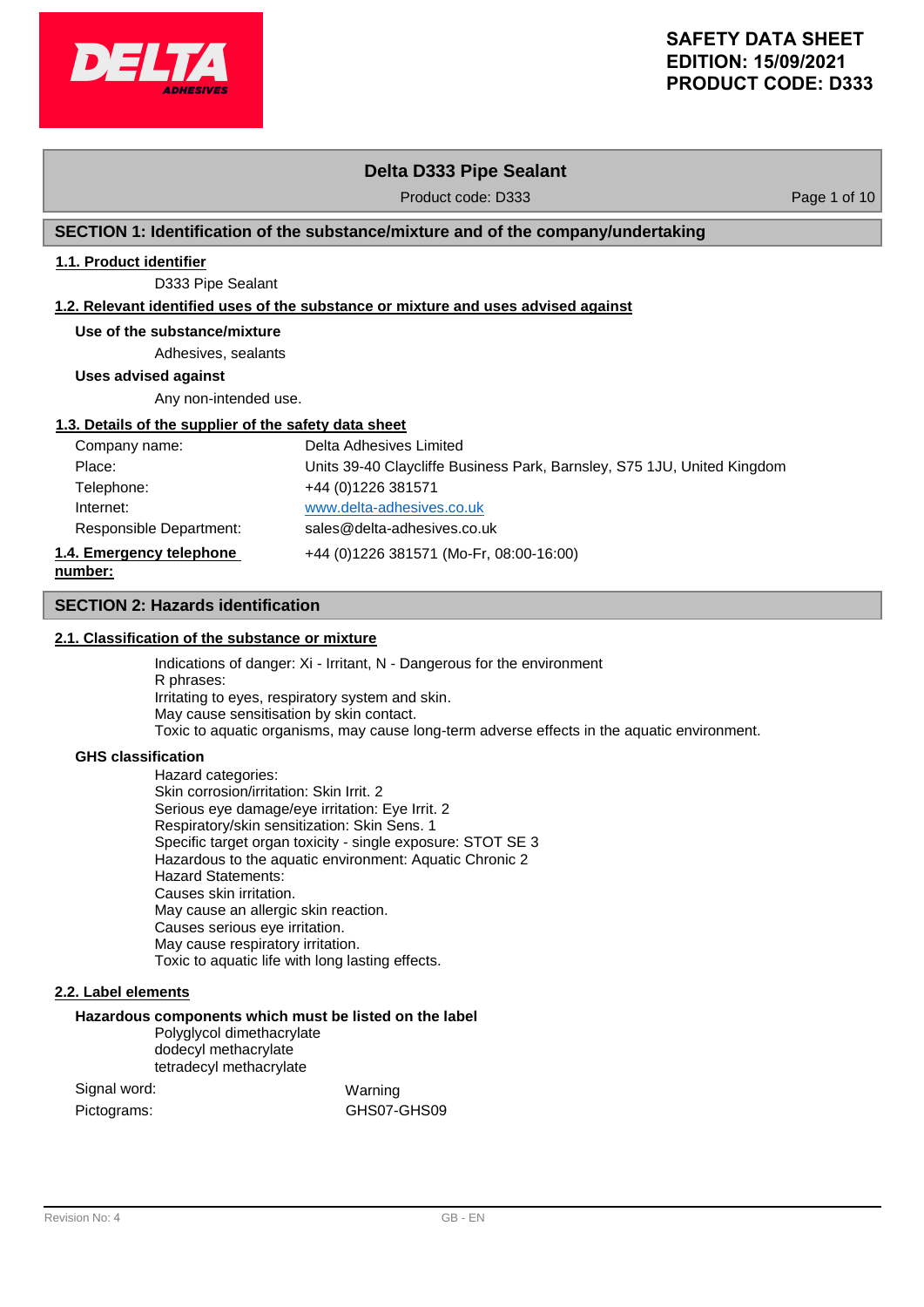# SAFETY DATA SHEET
**EDITION: 15/09/2021**
**PRODUCT CODE: D333**

## Delta D333 Pipe Sealant

Product code: D333

## SECTION 1: Identification of the substance/mixture and of the company/undertaking

### 1.1. Product identifier

D333 Pipe Sealant

### 1.2. Relevant identified uses of the substance or mixture and uses advised against

**Use of the substance/mixture**

Adhesives, sealants

**Uses advised against**

Any non-intended use.

### 1.3. Details of the supplier of the safety data sheet

| | |
|---|---|
| Company name: | Delta Adhesives Limited |
| Place: | Units 39-40 Claycliffe Business Park, Barnsley, S75 1JU, United Kingdom |
| Telephone: | +44 (0)1226 381571 |
| Internet: | www.delta-adhesives.co.uk |
| Responsible Department: | sales@delta-adhesives.co.uk |

### 1.4. Emergency telephone number:

+44 (0)1226 381571 (Mo-Fr, 08:00-16:00)

## SECTION 2: Hazards identification

### 2.1. Classification of the substance or mixture

Indications of danger: Xi - Irritant, N - Dangerous for the environment
R phrases:
Irritating to eyes, respiratory system and skin.
May cause sensitisation by skin contact.
Toxic to aquatic organisms, may cause long-term adverse effects in the aquatic environment.

**GHS classification**

Hazard categories:
Skin corrosion/irritation: Skin Irrit. 2
Serious eye damage/eye irritation: Eye Irrit. 2
Respiratory/skin sensitization: Skin Sens. 1
Specific target organ toxicity - single exposure: STOT SE 3
Hazardous to the aquatic environment: Aquatic Chronic 2
Hazard Statements:
Causes skin irritation.
May cause an allergic skin reaction.
Causes serious eye irritation.
May cause respiratory irritation.
Toxic to aquatic life with long lasting effects.

### 2.2. Label elements

**Hazardous components which must be listed on the label**

Polyglycol dimethacrylate
dodecyl methacrylate
tetradecyl methacrylate

| | |
|---|---|
| Signal word: | Warning |
| Pictograms: | GHS07-GHS09 |

Revision No: 4 GB - EN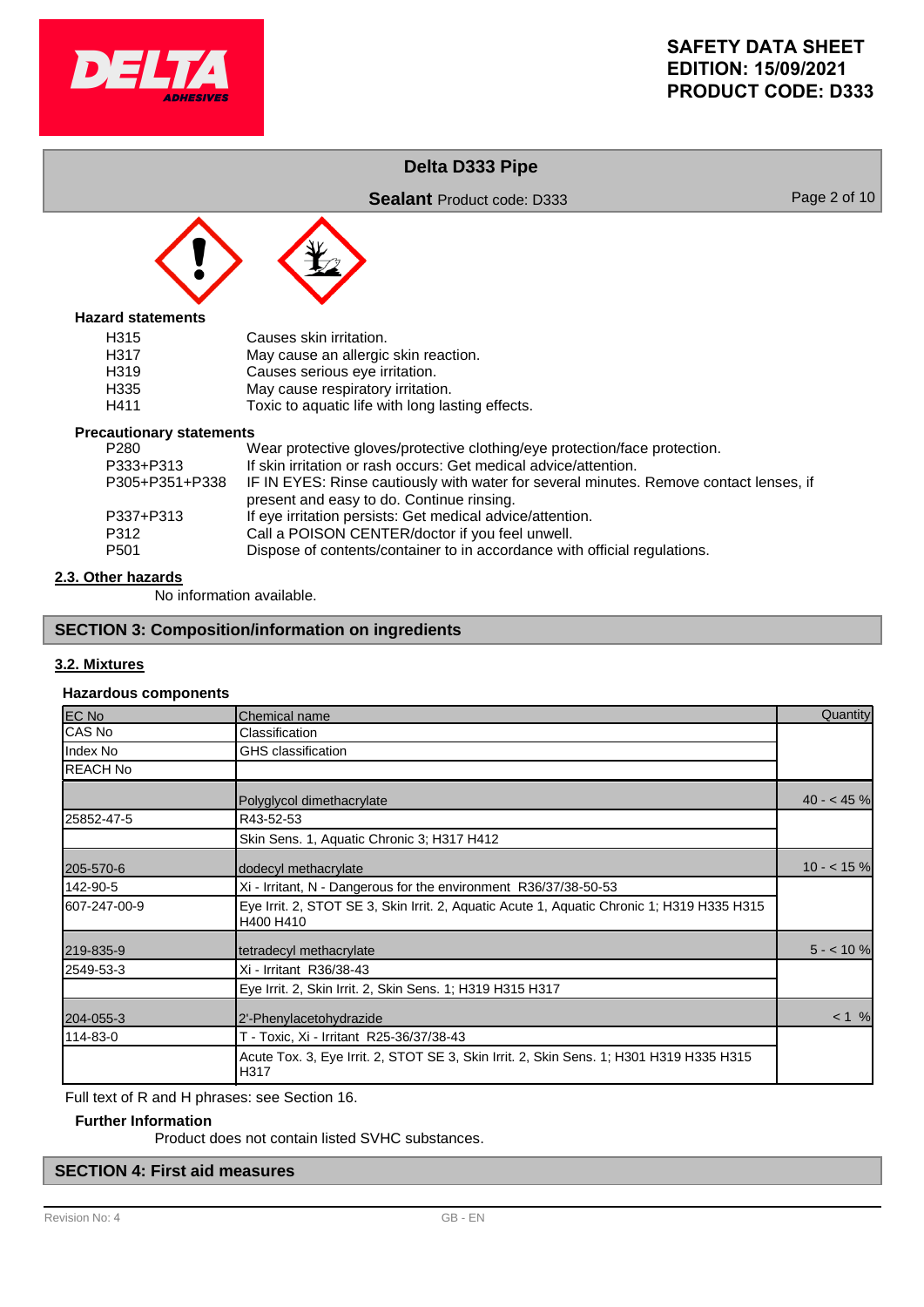### Hazard statements

| | |
|---|---|
| H315 | Causes skin irritation. |
| H317 | May cause an allergic skin reaction. |
| H319 | Causes serious eye irritation. |
| H335 | May cause respiratory irritation. |
| H411 | Toxic to aquatic life with long lasting effects. |

### Precautionary statements

| | |
|---|---|
| P280 | Wear protective gloves/protective clothing/eye protection/face protection. |
| P333+P313 | If skin irritation or rash occurs: Get medical advice/attention. |
| P305+P351+P338 | IF IN EYES: Rinse cautiously with water for several minutes. Remove contact lenses, if present and easy to do. Continue rinsing. |
| P337+P313 | If eye irritation persists: Get medical advice/attention. |
| P312 | Call a POISON CENTER/doctor if you feel unwell. |
| P501 | Dispose of contents/container to in accordance with official regulations. |

### 2.3. Other hazards

No information available.

## SECTION 3: Composition/information on ingredients

### 3.2. Mixtures

#### Hazardous components

| EC No<br>CAS No<br>Index No<br>REACH No | Chemical name<br>Classification<br>GHS classification | Quantity |
|---|---|---|
| | Polyglycol dimethacrylate | 40 - < 45 % |
| 25852-47-5 | R43-52-53 | |
| | Skin Sens. 1, Aquatic Chronic 3; H317 H412 | |
| 205-570-6 | dodecyl methacrylate | 10 - < 15 % |
| 142-90-5 | Xi - Irritant, N - Dangerous for the environment R36/37/38-50-53 | |
| 607-247-00-9 | Eye Irrit. 2, STOT SE 3, Skin Irrit. 2, Aquatic Acute 1, Aquatic Chronic 1; H319 H335 H315 H400 H410 | |
| 219-835-9 | tetradecyl methacrylate | 5 - < 10 % |
| 2549-53-3 | Xi - Irritant R36/38-43 | |
| | Eye Irrit. 2, Skin Irrit. 2, Skin Sens. 1; H319 H315 H317 | |
| 204-055-3 | 2'-Phenylacetohydrazide | < 1 % |
| 114-83-0 | T - Toxic, Xi - Irritant R25-36/37/38-43 | |
| | Acute Tox. 3, Eye Irrit. 2, STOT SE 3, Skin Irrit. 2, Skin Sens. 1; H301 H319 H335 H315 H317 | |

Full text of R and H phrases: see Section 16.

#### Further Information

Product does not contain listed SVHC substances.

## SECTION 4: First aid measures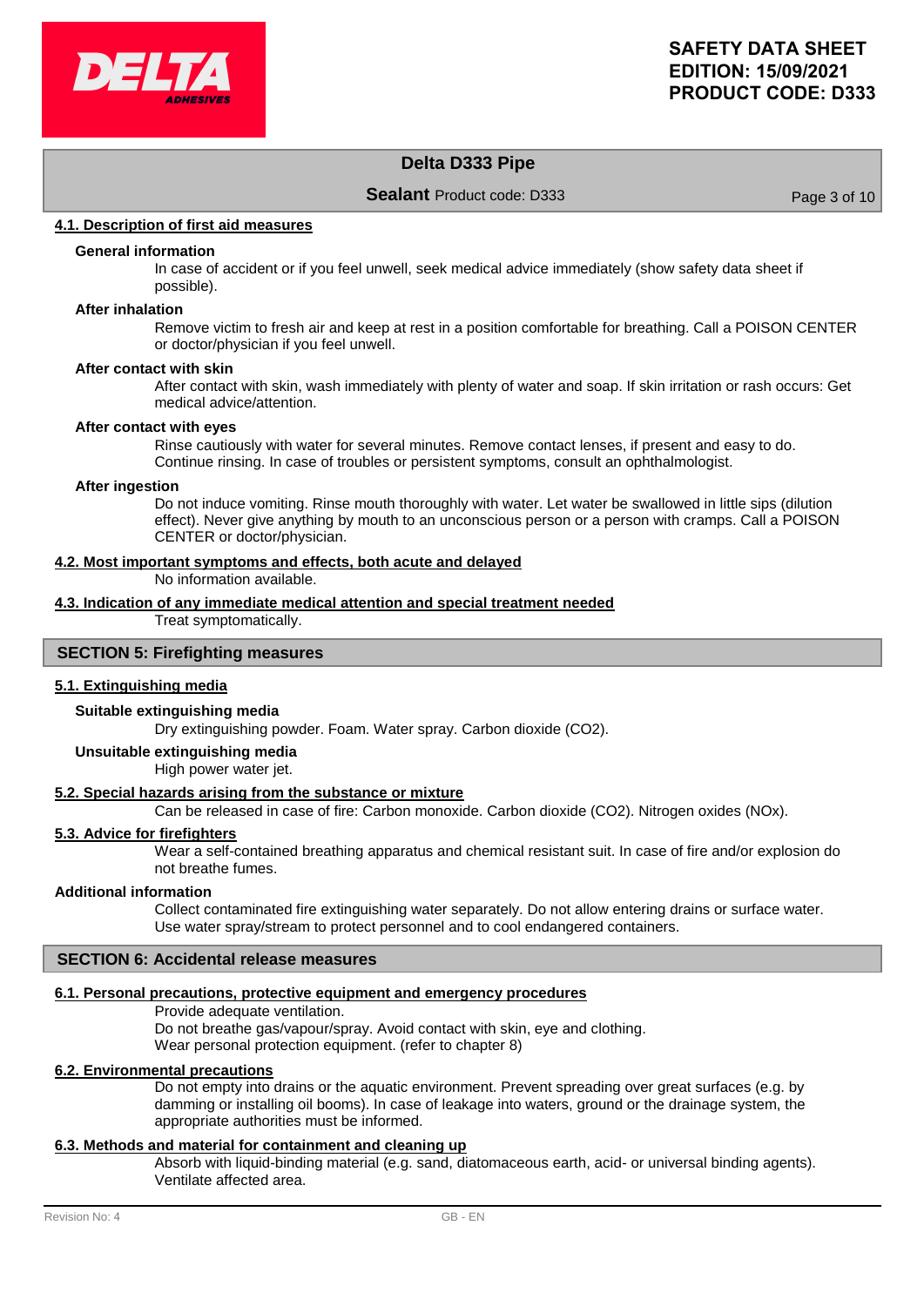#### 4.1. Description of first aid measures

**General information**

In case of accident or if you feel unwell, seek medical advice immediately (show safety data sheet if possible).

**After inhalation**

Remove victim to fresh air and keep at rest in a position comfortable for breathing. Call a POISON CENTER or doctor/physician if you feel unwell.

**After contact with skin**

After contact with skin, wash immediately with plenty of water and soap. If skin irritation or rash occurs: Get medical advice/attention.

**After contact with eyes**

Rinse cautiously with water for several minutes. Remove contact lenses, if present and easy to do. Continue rinsing. In case of troubles or persistent symptoms, consult an ophthalmologist.

**After ingestion**

Do not induce vomiting. Rinse mouth thoroughly with water. Let water be swallowed in little sips (dilution effect). Never give anything by mouth to an unconscious person or a person with cramps. Call a POISON CENTER or doctor/physician.

#### 4.2. Most important symptoms and effects, both acute and delayed

No information available.

#### 4.3. Indication of any immediate medical attention and special treatment needed

Treat symptomatically.

## SECTION 5: Firefighting measures

#### 5.1. Extinguishing media

**Suitable extinguishing media**

Dry extinguishing powder. Foam. Water spray. Carbon dioxide ($CO_2$).

**Unsuitable extinguishing media**

High power water jet.

#### 5.2. Special hazards arising from the substance or mixture

Can be released in case of fire: Carbon monoxide. Carbon dioxide ($CO_2$). Nitrogen oxides ($NO_x$).

#### 5.3. Advice for firefighters

Wear a self-contained breathing apparatus and chemical resistant suit. In case of fire and/or explosion do not breathe fumes.

**Additional information**

Collect contaminated fire extinguishing water separately. Do not allow entering drains or surface water. Use water spray/stream to protect personnel and to cool endangered containers.

## SECTION 6: Accidental release measures

#### 6.1. Personal precautions, protective equipment and emergency procedures

Provide adequate ventilation.
Do not breathe gas/vapour/spray. Avoid contact with skin, eye and clothing.
Wear personal protection equipment. (refer to chapter 8)

#### 6.2. Environmental precautions

Do not empty into drains or the aquatic environment. Prevent spreading over great surfaces (e.g. by damming or installing oil booms). In case of leakage into waters, ground or the drainage system, the appropriate authorities must be informed.

#### 6.3. Methods and material for containment and cleaning up

Absorb with liquid-binding material (e.g. sand, diatomaceous earth, acid- or universal binding agents). Ventilate affected area.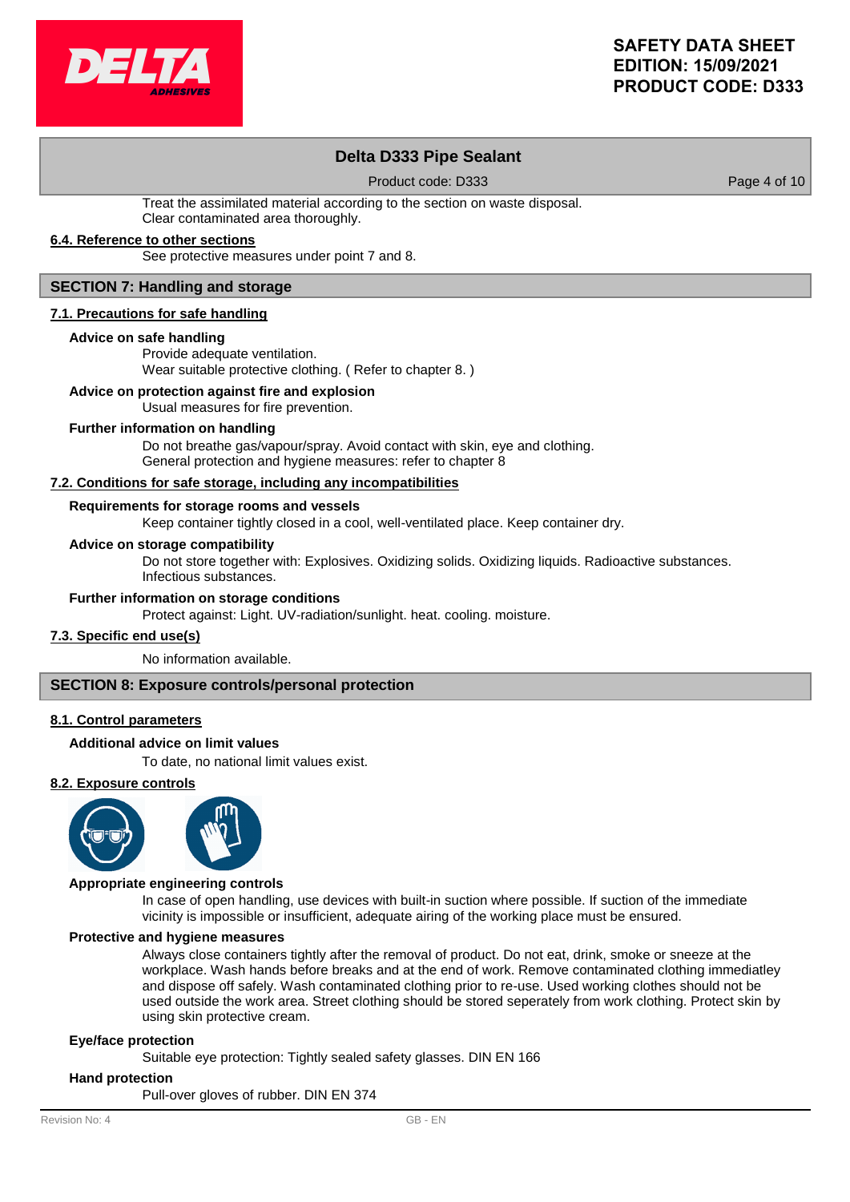Treat the assimilated material according to the section on waste disposal.
Clear contaminated area thoroughly.

### 6.4. Reference to other sections

See protective measures under point 7 and 8.

## SECTION 7: Handling and storage

### 7.1. Precautions for safe handling

**Advice on safe handling**

Provide adequate ventilation.
Wear suitable protective clothing. ( Refer to chapter 8. )

**Advice on protection against fire and explosion**

Usual measures for fire prevention.

**Further information on handling**

Do not breathe gas/vapour/spray. Avoid contact with skin, eye and clothing.
General protection and hygiene measures: refer to chapter 8

### 7.2. Conditions for safe storage, including any incompatibilities

**Requirements for storage rooms and vessels**

Keep container tightly closed in a cool, well-ventilated place. Keep container dry.

**Advice on storage compatibility**

Do not store together with: Explosives. Oxidizing solids. Oxidizing liquids. Radioactive substances. Infectious substances.

**Further information on storage conditions**

Protect against: Light. UV-radiation/sunlight. heat. cooling. moisture.

### 7.3. Specific end use(s)

No information available.

## SECTION 8: Exposure controls/personal protection

### 8.1. Control parameters

**Additional advice on limit values**

To date, no national limit values exist.

### 8.2. Exposure controls

**Appropriate engineering controls**

In case of open handling, use devices with built-in suction where possible. If suction of the immediate vicinity is impossible or insufficient, adequate airing of the working place must be ensured.

**Protective and hygiene measures**

Always close containers tightly after the removal of product. Do not eat, drink, smoke or sneeze at the workplace. Wash hands before breaks and at the end of work. Remove contaminated clothing immediatley and dispose off safely. Wash contaminated clothing prior to re-use. Used working clothes should not be used outside the work area. Street clothing should be stored seperately from work clothing. Protect skin by using skin protective cream.

**Eye/face protection**

Suitable eye protection: Tightly sealed safety glasses. DIN EN 166

**Hand protection**

Pull-over gloves of rubber. DIN EN 374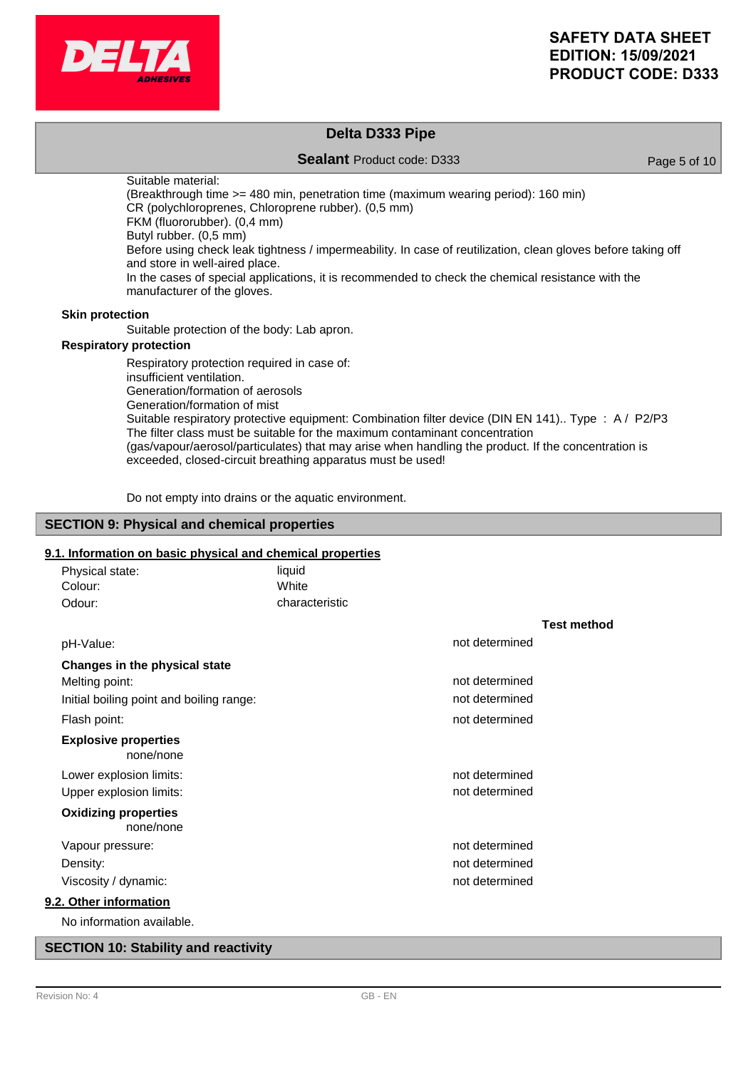Suitable material:
(Breakthrough time >= 480 min, penetration time (maximum wearing period): 160 min)
CR (polychloroprenes, Chloroprene rubber). (0,5 mm)
FKM (fluororubber). (0,4 mm)
Butyl rubber. (0,5 mm)
Before using check leak tightness / impermeability. In case of reutilization, clean gloves before taking off and store in well-aired place.
In the cases of special applications, it is recommended to check the chemical resistance with the manufacturer of the gloves.

**Skin protection**

Suitable protection of the body: Lab apron.

**Respiratory protection**

Respiratory protection required in case of:
insufficient ventilation.
Generation/formation of aerosols
Generation/formation of mist
Suitable respiratory protective equipment: Combination filter device (DIN EN 141).. Type : A / P2/P3
The filter class must be suitable for the maximum contaminant concentration (gas/vapour/aerosol/particulates) that may arise when handling the product. If the concentration is exceeded, closed-circuit breathing apparatus must be used!

Do not empty into drains or the aquatic environment.

## SECTION 9: Physical and chemical properties

### 9.1. Information on basic physical and chemical properties

| | | |
|---|---|---|
| Physical state: | liquid | |
| Colour: | White | |
| Odour: | characteristic | |
| | | **Test method** |
| pH-Value: | not determined | |
| **Changes in the physical state** | | |
| Melting point: | not determined | |
| Initial boiling point and boiling range: | not determined | |
| Flash point: | not determined | |
| **Explosive properties** | | |
| none/none | | |
| Lower explosion limits: | not determined | |
| Upper explosion limits: | not determined | |
| **Oxidizing properties** | | |
| none/none | | |
| Vapour pressure: | not determined | |
| Density: | not determined | |
| Viscosity / dynamic: | not determined | |

### 9.2. Other information

No information available.

## SECTION 10: Stability and reactivity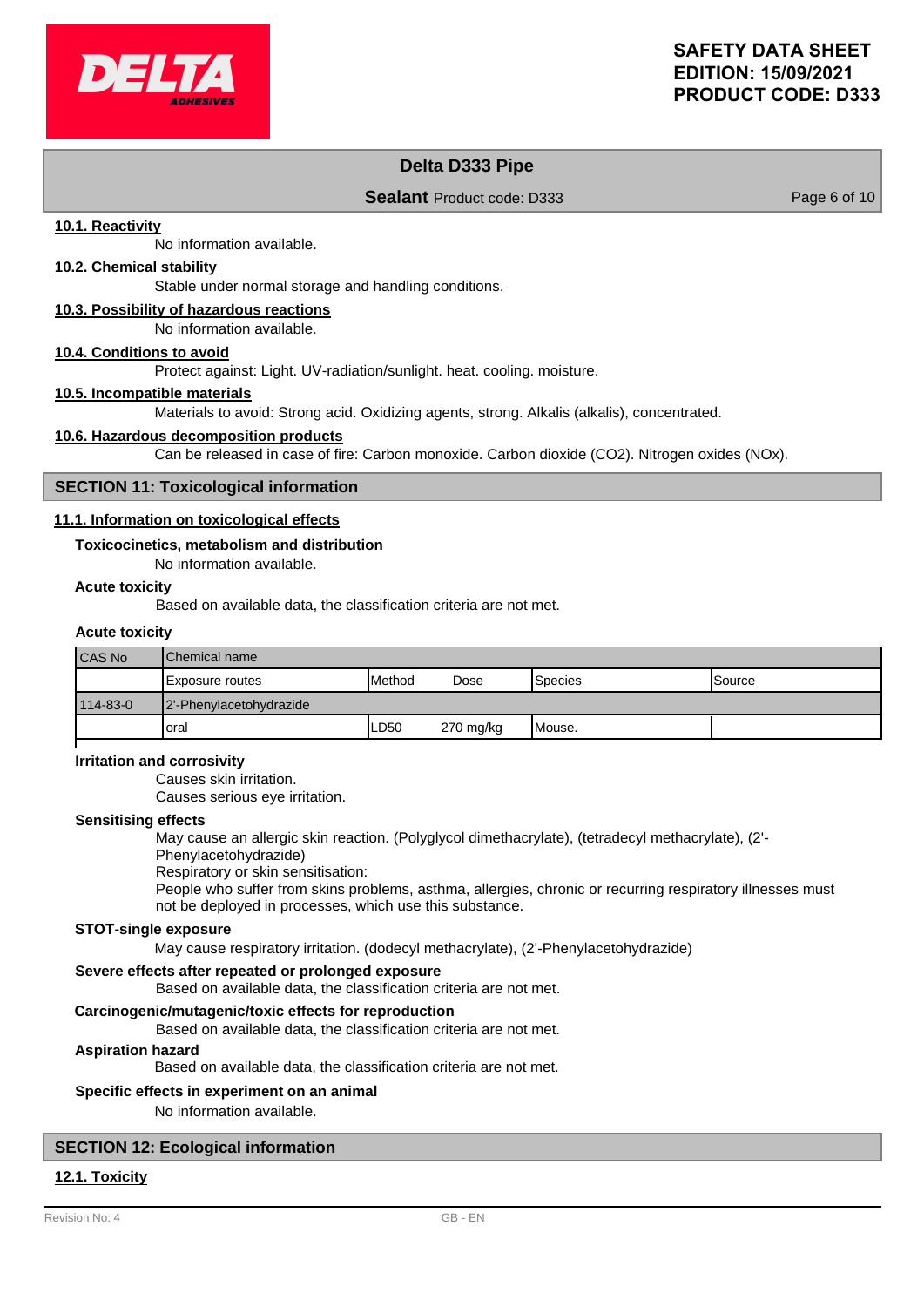#### 10.1. Reactivity

No information available.

#### 10.2. Chemical stability

Stable under normal storage and handling conditions.

#### 10.3. Possibility of hazardous reactions

No information available.

#### 10.4. Conditions to avoid

Protect against: Light. UV-radiation/sunlight. heat. cooling. moisture.

#### 10.5. Incompatible materials

Materials to avoid: Strong acid. Oxidizing agents, strong. Alkalis (alkalis), concentrated.

#### 10.6. Hazardous decomposition products

Can be released in case of fire: Carbon monoxide. Carbon dioxide ($CO_2$). Nitrogen oxides (NOx).

## SECTION 11: Toxicological information

#### 11.1. Information on toxicological effects

**Toxicocinetics, metabolism and distribution**

No information available.

**Acute toxicity**

Based on available data, the classification criteria are not met.

**Acute toxicity**

| CAS No | Chemical name | | | | |
|---|---|---|---|---|---|
| | Exposure routes | Method | Dose | Species | Source |
| 114-83-0 | 2'-Phenylacetohydrazide | | | | |
| | oral | LD50 | 270 mg/kg | Mouse. | |

**Irritation and corrosivity**

Causes skin irritation.
Causes serious eye irritation.

**Sensitising effects**

May cause an allergic skin reaction. (Polyglycol dimethacrylate), (tetradecyl methacrylate), (2'-Phenylacetohydrazide)
Respiratory or skin sensitisation:
People who suffer from skins problems, asthma, allergies, chronic or recurring respiratory illnesses must not be deployed in processes, which use this substance.

**STOT-single exposure**

May cause respiratory irritation. (dodecyl methacrylate), (2'-Phenylacetohydrazide)

**Severe effects after repeated or prolonged exposure**

Based on available data, the classification criteria are not met.

**Carcinogenic/mutagenic/toxic effects for reproduction**

Based on available data, the classification criteria are not met.

**Aspiration hazard**

Based on available data, the classification criteria are not met.

**Specific effects in experiment on an animal**

No information available.

## SECTION 12: Ecological information

#### 12.1. Toxicity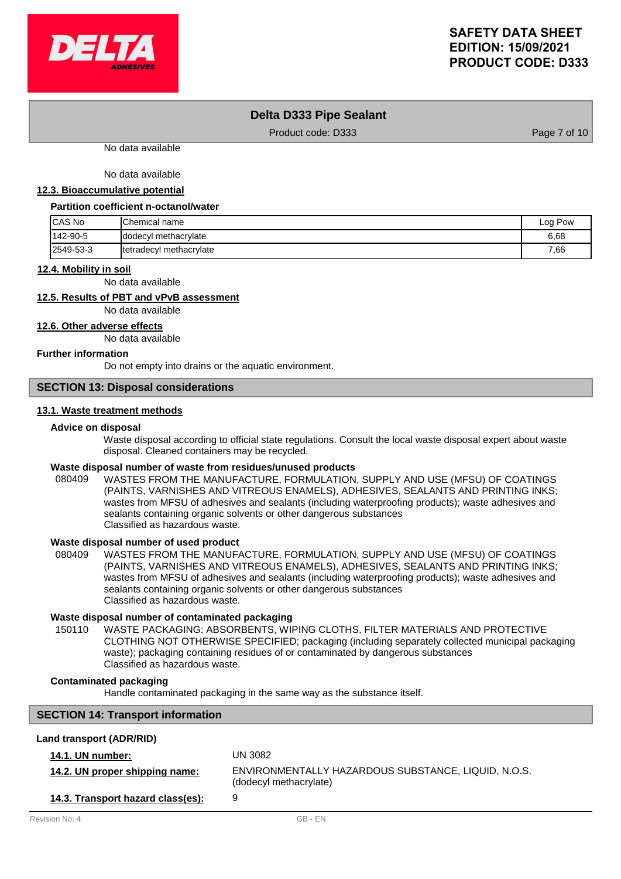No data available

No data available

### 12.3. Bioaccumulative potential

**Partition coefficient n-octanol/water**

| CAS No | Chemical name | Log Pow |
|---|---|---|
| 142-90-5 | dodecyl methacrylate | 6,68 |
| 2549-53-3 | tetradecyl methacrylate | 7,66 |

### 12.4. Mobility in soil

No data available

### 12.5. Results of PBT and vPvB assessment

No data available

### 12.6. Other adverse effects

No data available

**Further information**

Do not empty into drains or the aquatic environment.

## SECTION 13: Disposal considerations

### 13.1. Waste treatment methods

**Advice on disposal**

Waste disposal according to official state regulations. Consult the local waste disposal expert about waste disposal. Cleaned containers may be recycled.

**Waste disposal number of waste from residues/unused products**

080409 WASTES FROM THE MANUFACTURE, FORMULATION, SUPPLY AND USE (MFSU) OF COATINGS (PAINTS, VARNISHES AND VITREOUS ENAMELS), ADHESIVES, SEALANTS AND PRINTING INKS; wastes from MFSU of adhesives and sealants (including waterproofing products); waste adhesives and sealants containing organic solvents or other dangerous substances
Classified as hazardous waste.

**Waste disposal number of used product**

080409 WASTES FROM THE MANUFACTURE, FORMULATION, SUPPLY AND USE (MFSU) OF COATINGS (PAINTS, VARNISHES AND VITREOUS ENAMELS), ADHESIVES, SEALANTS AND PRINTING INKS; wastes from MFSU of adhesives and sealants (including waterproofing products); waste adhesives and sealants containing organic solvents or other dangerous substances
Classified as hazardous waste.

**Waste disposal number of contaminated packaging**

150110 WASTE PACKAGING; ABSORBENTS, WIPING CLOTHS, FILTER MATERIALS AND PROTECTIVE CLOTHING NOT OTHERWISE SPECIFIED; packaging (including separately collected municipal packaging waste); packaging containing residues of or contaminated by dangerous substances
Classified as hazardous waste.

**Contaminated packaging**

Handle contaminated packaging in the same way as the substance itself.

## SECTION 14: Transport information

**Land transport (ADR/RID)**

**14.1. UN number:** UN 3082

**14.2. UN proper shipping name:** ENVIRONMENTALLY HAZARDOUS SUBSTANCE, LIQUID, N.O.S. (dodecyl methacrylate)

**14.3. Transport hazard class(es):** 9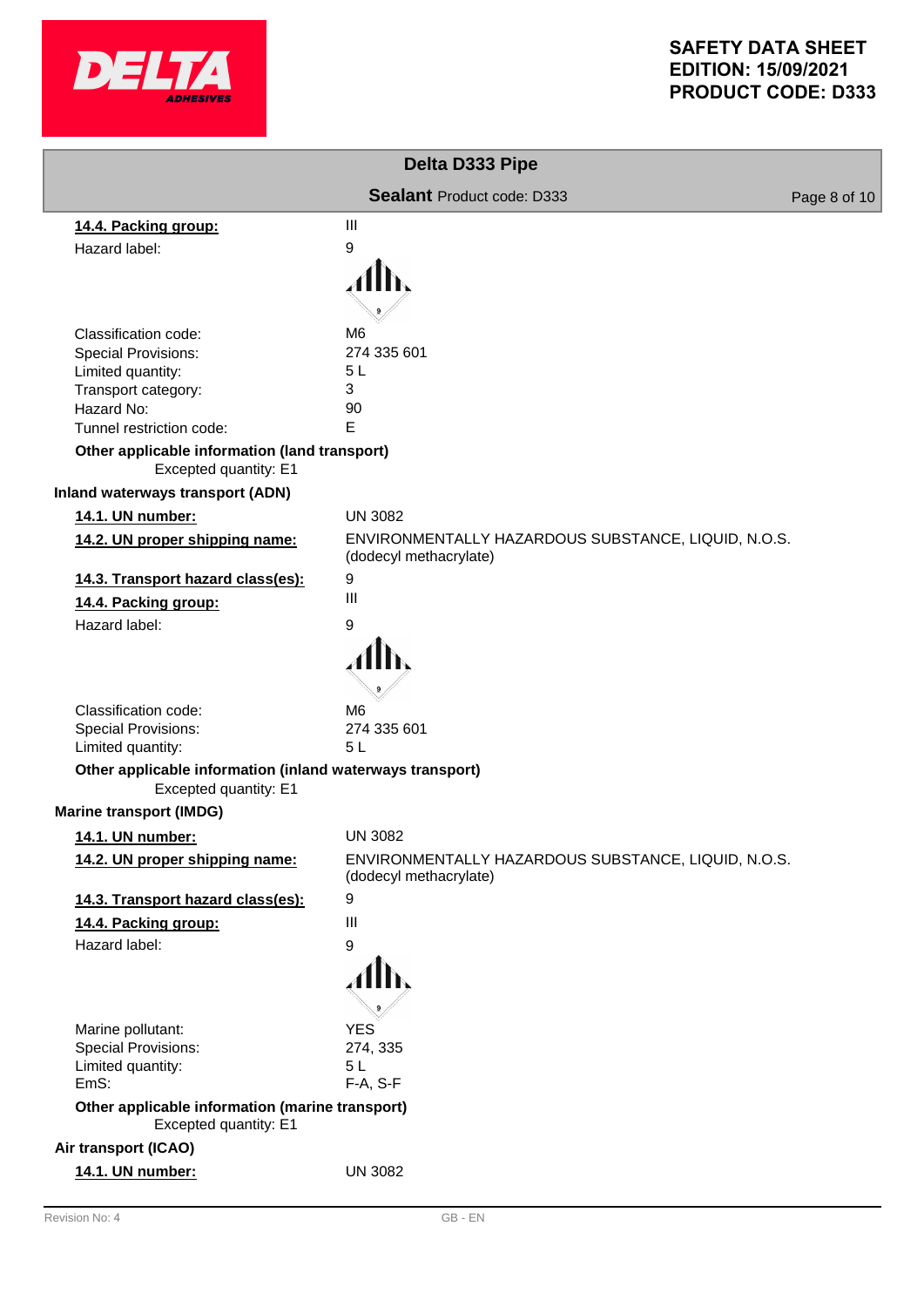| | |
|---|---|
| **14.4. Packing group:** | III |
| Hazard label: | 9 |
| Classification code: | M6 |
| Special Provisions: | 274 335 601 |
| Limited quantity: | 5 L |
| Transport category: | 3 |
| Hazard No: | 90 |
| Tunnel restriction code: | E |

**Other applicable information (land transport)**

Excepted quantity: E1

**Inland waterways transport (ADN)**

| | |
|---|---|
| **14.1. UN number:** | UN 3082 |
| **14.2. UN proper shipping name:** | ENVIRONMENTALLY HAZARDOUS SUBSTANCE, LIQUID, N.O.S. (dodecyl methacrylate) |
| **14.3. Transport hazard class(es):** | 9 |
| **14.4. Packing group:** | III |
| Hazard label: | 9 |
| Classification code: | M6 |
| Special Provisions: | 274 335 601 |
| Limited quantity: | 5 L |

**Other applicable information (inland waterways transport)**

Excepted quantity: E1

**Marine transport (IMDG)**

| | |
|---|---|
| **14.1. UN number:** | UN 3082 |
| **14.2. UN proper shipping name:** | ENVIRONMENTALLY HAZARDOUS SUBSTANCE, LIQUID, N.O.S. (dodecyl methacrylate) |
| **14.3. Transport hazard class(es):** | 9 |
| **14.4. Packing group:** | III |
| Hazard label: | 9 |
| Marine pollutant: | YES |
| Special Provisions: | 274, 335 |
| Limited quantity: | 5 L |
| EmS: | F-A, S-F |

**Other applicable information (marine transport)**

Excepted quantity: E1

**Air transport (ICAO)**

| | |
|---|---|
| **14.1. UN number:** | UN 3082 |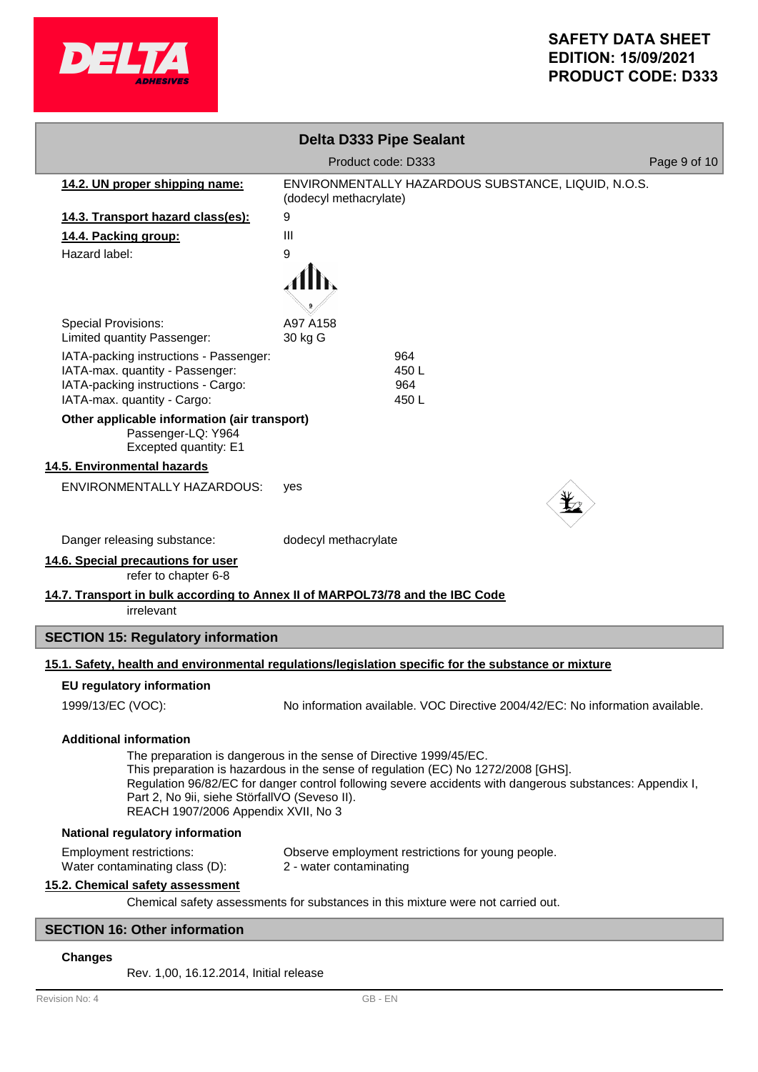**14.2. UN proper shipping name:** ENVIRONMENTALLY HAZARDOUS SUBSTANCE, LIQUID, N.O.S. (dodecyl methacrylate)

**14.3. Transport hazard class(es):** 9

**14.4. Packing group:** III

Hazard label: 9

Special Provisions: A97 A158
Limited quantity Passenger: 30 kg G

IATA-packing instructions - Passenger: 964
IATA-max. quantity - Passenger: 450 L
IATA-packing instructions - Cargo: 964
IATA-max. quantity - Cargo: 450 L

**Other applicable information (air transport)**
Passenger-LQ: Y964
Excepted quantity: E1

**14.5. Environmental hazards**

ENVIRONMENTALLY HAZARDOUS: yes

Danger releasing substance: dodecyl methacrylate

**14.6. Special precautions for user**

refer to chapter 6-8

**14.7. Transport in bulk according to Annex II of MARPOL73/78 and the IBC Code**

irrelevant

## SECTION 15: Regulatory information

**15.1. Safety, health and environmental regulations/legislation specific for the substance or mixture**

**EU regulatory information**

1999/13/EC (VOC): No information available. VOC Directive 2004/42/EC: No information available.

**Additional information**

The preparation is dangerous in the sense of Directive 1999/45/EC.
This preparation is hazardous in the sense of regulation (EC) No 1272/2008 [GHS].
Regulation 96/82/EC for danger control following severe accidents with dangerous substances: Appendix I, Part 2, No 9ii, siehe StörfallVO (Seveso II).
REACH 1907/2006 Appendix XVII, No 3

**National regulatory information**

Employment restrictions: Observe employment restrictions for young people.
Water contaminating class (D): 2 - water contaminating

**15.2. Chemical safety assessment**

Chemical safety assessments for substances in this mixture were not carried out.

## SECTION 16: Other information

**Changes**

Rev. 1,00, 16.12.2014, Initial release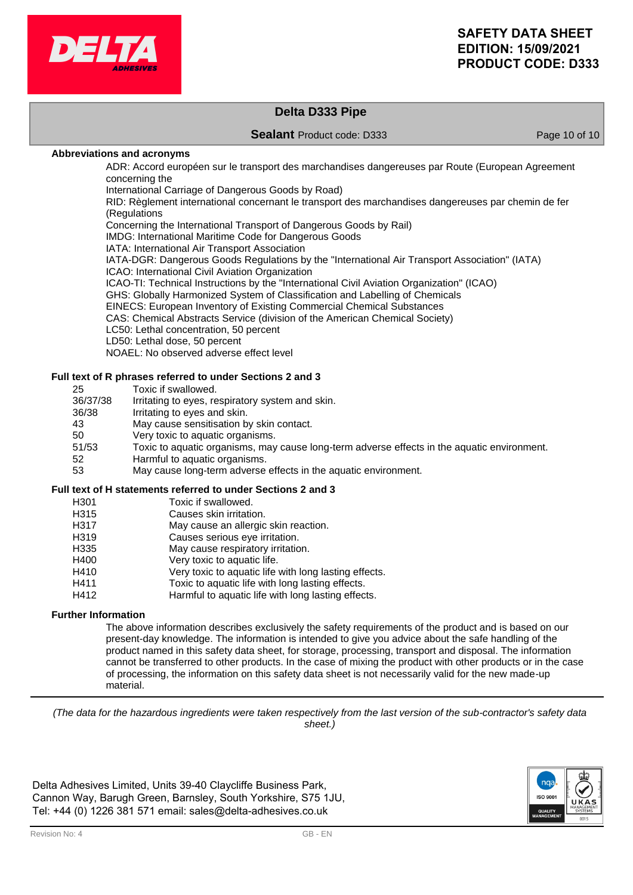**Abbreviations and acronyms**

ADR: Accord européen sur le transport des marchandises dangereuses par Route (European Agreement concerning the
International Carriage of Dangerous Goods by Road)
RID: Règlement international concernant le transport des marchandises dangereuses par chemin de fer (Regulations
Concerning the International Transport of Dangerous Goods by Rail)
IMDG: International Maritime Code for Dangerous Goods
IATA: International Air Transport Association
IATA-DGR: Dangerous Goods Regulations by the "International Air Transport Association" (IATA)
ICAO: International Civil Aviation Organization
ICAO-TI: Technical Instructions by the "International Civil Aviation Organization" (ICAO)
GHS: Globally Harmonized System of Classification and Labelling of Chemicals
EINECS: European Inventory of Existing Commercial Chemical Substances
CAS: Chemical Abstracts Service (division of the American Chemical Society)
LC50: Lethal concentration, 50 percent
LD50: Lethal dose, 50 percent
NOAEL: No observed adverse effect level

**Full text of R phrases referred to under Sections 2 and 3**

| | |
|---|---|
| 25 | Toxic if swallowed. |
| 36/37/38 | Irritating to eyes, respiratory system and skin. |
| 36/38 | Irritating to eyes and skin. |
| 43 | May cause sensitisation by skin contact. |
| 50 | Very toxic to aquatic organisms. |
| 51/53 | Toxic to aquatic organisms, may cause long-term adverse effects in the aquatic environment. |
| 52 | Harmful to aquatic organisms. |
| 53 | May cause long-term adverse effects in the aquatic environment. |

**Full text of H statements referred to under Sections 2 and 3**

| | |
|---|---|
| H301 | Toxic if swallowed. |
| H315 | Causes skin irritation. |
| H317 | May cause an allergic skin reaction. |
| H319 | Causes serious eye irritation. |
| H335 | May cause respiratory irritation. |
| H400 | Very toxic to aquatic life. |
| H410 | Very toxic to aquatic life with long lasting effects. |
| H411 | Toxic to aquatic life with long lasting effects. |
| H412 | Harmful to aquatic life with long lasting effects. |

**Further Information**

The above information describes exclusively the safety requirements of the product and is based on our present-day knowledge. The information is intended to give you advice about the safe handling of the product named in this safety data sheet, for storage, processing, transport and disposal. The information cannot be transferred to other products. In the case of mixing the product with other products or in the case of processing, the information on this safety data sheet is not necessarily valid for the new made-up material.

---

*(The data for the hazardous ingredients were taken respectively from the last version of the sub-contractor's safety data sheet.)*

Delta Adhesives Limited, Units 39-40 Claycliffe Business Park,
Cannon Way, Barugh Green, Barnsley, South Yorkshire, S75 1JU,
Tel: +44 (0) 1226 381 571 email: sales@delta-adhesives.co.uk